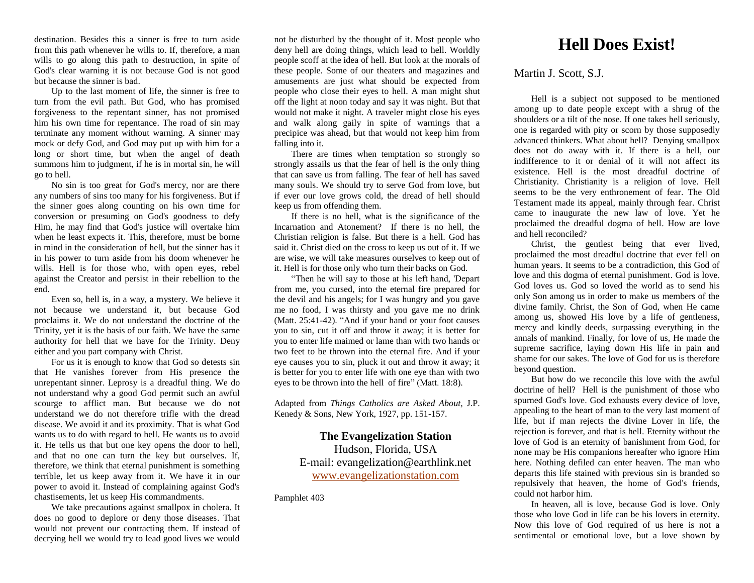# Hell Does Exist!

Martin J. Scott, S.J.

Hell is a subject not supposed to be mentioned among up to date people except with a shrug of the shoulders or a tilt of the nose. If one takes hell seriously, one is regarded with pity or scorn by those supposedly advanced thinkers. What about hell? Denying smallpox does not do away with it. If there is a hell, our indifference to it or denial of it will not affect its existence. Hell is the most dreadful doctrine of Christianity. Christianity is a religion of love. Hell seems to be the very enthronement of fear. The Old Testament made its appeal, mainly through fear. Christ came to inaugurate the new law of love. Yet he proclaimed the dreadful dogma of hell. How are love and hell reconciled?

Christ, the gentlest being that ever lived, proclaimed the most dreadful doctrine that ever fell on human years. It seems to be a contradiction, this God of love and this dogma of eternal punishment. God is love. God loves us. God so loved the world as to send his only Son among us in order to make us members of the divine family. Christ, the Son of God, when He came among us, showed His love by a life of gentleness, mercy and kindly deeds, surpassing everything in the annals of mankind. Finally, for love of us, He made the supreme sacrifice, laying down His life in pain and shame for our sakes. The love of God for us is therefore beyond question.

But how do we reconcile this love with the awful doctrine of hell? Hell is the punishment of those who spurned God's love. God exhausts every device of love, appealing to the heart of man to the very last moment of life, but if man rejects the divine Lover in life, the rejection is forever, and that is hell. Eternity without the love of God is an eternity of banishment from God, for none may be His companions hereafter who ignore Him here. Nothing defiled can enter heaven. The man who departs this life stained with previous sin is branded so repulsively that heaven, the home of God's friends, could not harbor him.

In heaven, all is love, because God is love. Only those who love God in life can be his lovers in eternity. Now this love of God required of us here is not a sentimental or emotional love, but a love shown by

destination. Besides this a sinner is free to turn aside from this path whenever he wills to. If, therefore, a man wills to go along this path to destruction, in spite of God's clear warning it is not because God is not good but because the sinner is bad.

Up to the last moment of life, the sinner is free to turn from the evil path. But God, who has promised forgiveness to the repentant sinner, has not promised him his own time for repentance. The road of sin may terminate any moment without warning. A sinner may mock or defy God, and God may put up with him for a long or short time, but when the angel of death summons him to judgment, if he is in mortal sin, he will go to hell.

No sin is too great for God's mercy, nor are there any numbers of sins too many for his forgiveness. But if the sinner goes along counting on his own time for conversion or presuming on God's goodness to defy Him, he may find that God's justice will overtake him when he least expects it. This, therefore, must be borne in mind in the consideration of hell, but the sinner has it in his power to turn aside from his doom whenever he wills. Hell is for those who, with open eyes, rebel against the Creator and persist in their rebellion to the end.

Even so, hell is, in a way, a mystery. We believe it not because we understand it, but because God proclaims it. We do not understand the doctrine of the Trinity, yet it is the basis of our faith. We have the same authority for hell that we have for the Trinity. Deny either and you part company with Christ.

For us it is enough to know that God so detests sin that He vanishes forever from His presence the unrepentant sinner. Leprosy is a dreadful thing. We do not understand why a good God permit such an awful scourge to afflict man. But because we do not understand we do not therefore trifle with the dread disease. We avoid it and its proximity. That is what God wants us to do with regard to hell. He wants us to avoid it. He tells us that but one key opens the door to hell, and that no one can turn the key but ourselves. If, therefore, we think that eternal punishment is something terrible, let us keep away from it. We have it in our power to avoid it. Instead of complaining against God's chastisements, let us keep His commandments.

We take precautions against smallpox in cholera. It does no good to deplore or deny those diseases. That would not prevent our contracting them. If instead of decrying hell we would try to lead good lives we would not be disturbed by the thought of it. Most people who deny hell are doing things, which lead to hell. Worldly people scoff at the idea of hell. But look at the morals of these people. Some of our theaters and magazines and amusements are just what should be expected from people who close their eyes to hell. A man might shut off the light at noon today and say it was night. But that would not make it night. A traveler might close his eyes and walk along gaily in spite of warnings that a precipice was ahead, but that would not keep him from falling into it.

There are times when temptation so strongly so strongly assails us that the fear of hell is the only thing that can save us from falling. The fear of hell has saved many souls. We should try to serve God from love, but if ever our love grows cold, the dread of hell should keep us from offending them.

If there is no hell, what is the significance of the Incarnation and Atonement? If there is no hell, the Christian religion is false. But there is a hell. God has said it. Christ died on the cross to keep us out of it. If we are wise, we will take measures ourselves to keep out of it. Hell is for those only who turn their backs on God.

"Then he will say to those at his left hand, 'Depart from me, you cursed, into the eternal fire prepared for the devil and his angels; for I was hungry and you gave me no food, I was thirsty and you gave me no drink (Matt. 25:41-42). "And if your hand or your foot causes you to sin, cut it off and throw it away; it is better for you to enter life maimed or lame than with two hands or two feet to be thrown into the eternal fire. And if your eye causes you to sin, pluck it out and throw it away; it is better for you to enter life with one eye than with two eyes to be thrown into the hell of fire" (Matt. 18:8).

Adapted from *Things Catholics are Asked About,* J.P. Kenedy & Sons, New York, 1927, pp. 151-157.

**The Evangelization Station**
Hudson, Florida, USA
E-mail: evangelization@earthlink.net
www.evangelizationstation.com

Pamphlet 403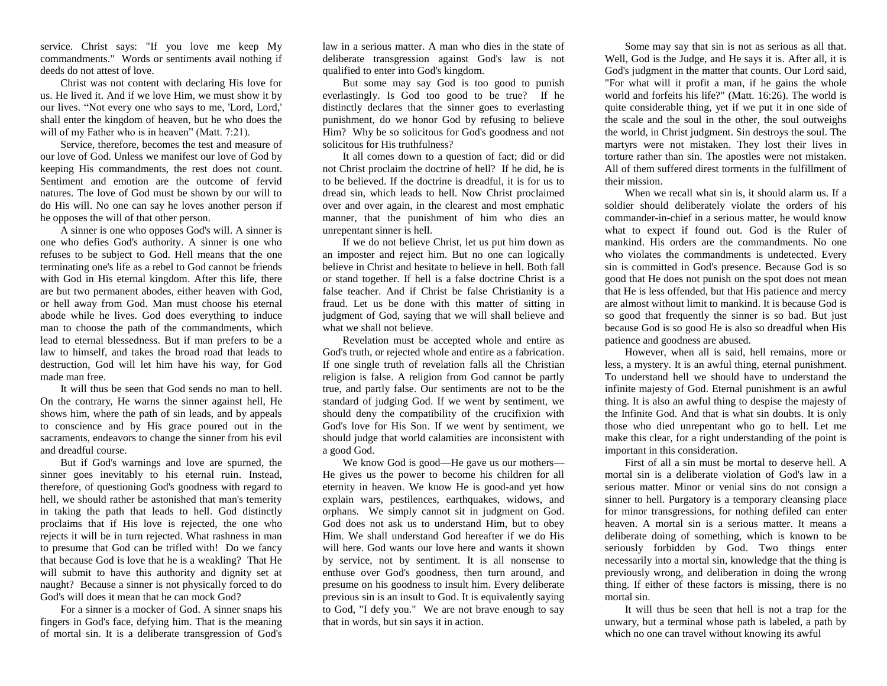service. Christ says: "If you love me keep My commandments." Words or sentiments avail nothing if deeds do not attest of love.

Christ was not content with declaring His love for us. He lived it. And if we love Him, we must show it by our lives. “Not every one who says to me, 'Lord, Lord,' shall enter the kingdom of heaven, but he who does the will of my Father who is in heaven” (Matt. 7:21).

Service, therefore, becomes the test and measure of our love of God. Unless we manifest our love of God by keeping His commandments, the rest does not count. Sentiment and emotion are the outcome of fervid natures. The love of God must be shown by our will to do His will. No one can say he loves another person if he opposes the will of that other person.

A sinner is one who opposes God's will. A sinner is one who defies God's authority. A sinner is one who refuses to be subject to God. Hell means that the one terminating one's life as a rebel to God cannot be friends with God in His eternal kingdom. After this life, there are but two permanent abodes, either heaven with God, or hell away from God. Man must choose his eternal abode while he lives. God does everything to induce man to choose the path of the commandments, which lead to eternal blessedness. But if man prefers to be a law to himself, and takes the broad road that leads to destruction, God will let him have his way, for God made man free.

It will thus be seen that God sends no man to hell. On the contrary, He warns the sinner against hell, He shows him, where the path of sin leads, and by appeals to conscience and by His grace poured out in the sacraments, endeavors to change the sinner from his evil and dreadful course.

But if God's warnings and love are spurned, the sinner goes inevitably to his eternal ruin. Instead, therefore, of questioning God's goodness with regard to hell, we should rather be astonished that man's temerity in taking the path that leads to hell. God distinctly proclaims that if His love is rejected, the one who rejects it will be in turn rejected. What rashness in man to presume that God can be trifled with! Do we fancy that because God is love that he is a weakling? That He will submit to have this authority and dignity set at naught? Because a sinner is not physically forced to do God's will does it mean that he can mock God?

For a sinner is a mocker of God. A sinner snaps his fingers in God's face, defying him. That is the meaning of mortal sin. It is a deliberate transgression of God's law in a serious matter. A man who dies in the state of deliberate transgression against God's law is not qualified to enter into God's kingdom.

But some may say God is too good to punish everlastingly. Is God too good to be true? If he distinctly declares that the sinner goes to everlasting punishment, do we honor God by refusing to believe Him? Why be so solicitous for God's goodness and not solicitous for His truthfulness?

It all comes down to a question of fact; did or did not Christ proclaim the doctrine of hell? If he did, he is to be believed. If the doctrine is dreadful, it is for us to dread sin, which leads to hell. Now Christ proclaimed over and over again, in the clearest and most emphatic manner, that the punishment of him who dies an unrepentant sinner is hell.

If we do not believe Christ, let us put him down as an imposter and reject him. But no one can logically believe in Christ and hesitate to believe in hell. Both fall or stand together. If hell is a false doctrine Christ is a false teacher. And if Christ be false Christianity is a fraud. Let us be done with this matter of sitting in judgment of God, saying that we will shall believe and what we shall not believe.

Revelation must be accepted whole and entire as God's truth, or rejected whole and entire as a fabrication. If one single truth of revelation falls all the Christian religion is false. A religion from God cannot be partly true, and partly false. Our sentiments are not to be the standard of judging God. If we went by sentiment, we should deny the compatibility of the crucifixion with God's love for His Son. If we went by sentiment, we should judge that world calamities are inconsistent with a good God.

We know God is good—He gave us our mothers—He gives us the power to become his children for all eternity in heaven. We know He is good-and yet how explain wars, pestilences, earthquakes, widows, and orphans. We simply cannot sit in judgment on God. God does not ask us to understand Him, but to obey Him. We shall understand God hereafter if we do His will here. God wants our love here and wants it shown by service, not by sentiment. It is all nonsense to enthuse over God's goodness, then turn around, and presume on his goodness to insult him. Every deliberate previous sin is an insult to God. It is equivalently saying to God, "I defy you." We are not brave enough to say that in words, but sin says it in action.

Some may say that sin is not as serious as all that. Well, God is the Judge, and He says it is. After all, it is God's judgment in the matter that counts. Our Lord said, "For what will it profit a man, if he gains the whole world and forfeits his life?" (Matt. 16:26). The world is quite considerable thing, yet if we put it in one side of the scale and the soul in the other, the soul outweighs the world, in Christ judgment. Sin destroys the soul. The martyrs were not mistaken. They lost their lives in torture rather than sin. The apostles were not mistaken. All of them suffered direst torments in the fulfillment of their mission.

When we recall what sin is, it should alarm us. If a soldier should deliberately violate the orders of his commander-in-chief in a serious matter, he would know what to expect if found out. God is the Ruler of mankind. His orders are the commandments. No one who violates the commandments is undetected. Every sin is committed in God's presence. Because God is so good that He does not punish on the spot does not mean that He is less offended, but that His patience and mercy are almost without limit to mankind. It is because God is so good that frequently the sinner is so bad. But just because God is so good He is also so dreadful when His patience and goodness are abused.

However, when all is said, hell remains, more or less, a mystery. It is an awful thing, eternal punishment. To understand hell we should have to understand the infinite majesty of God. Eternal punishment is an awful thing. It is also an awful thing to despise the majesty of the Infinite God. And that is what sin doubts. It is only those who died unrepentant who go to hell. Let me make this clear, for a right understanding of the point is important in this consideration.

First of all a sin must be mortal to deserve hell. A mortal sin is a deliberate violation of God's law in a serious matter. Minor or venial sins do not consign a sinner to hell. Purgatory is a temporary cleansing place for minor transgressions, for nothing defiled can enter heaven. A mortal sin is a serious matter. It means a deliberate doing of something, which is known to be seriously forbidden by God. Two things enter necessarily into a mortal sin, knowledge that the thing is previously wrong, and deliberation in doing the wrong thing. If either of these factors is missing, there is no mortal sin.

It will thus be seen that hell is not a trap for the unwary, but a terminal whose path is labeled, a path by which no one can travel without knowing its awful